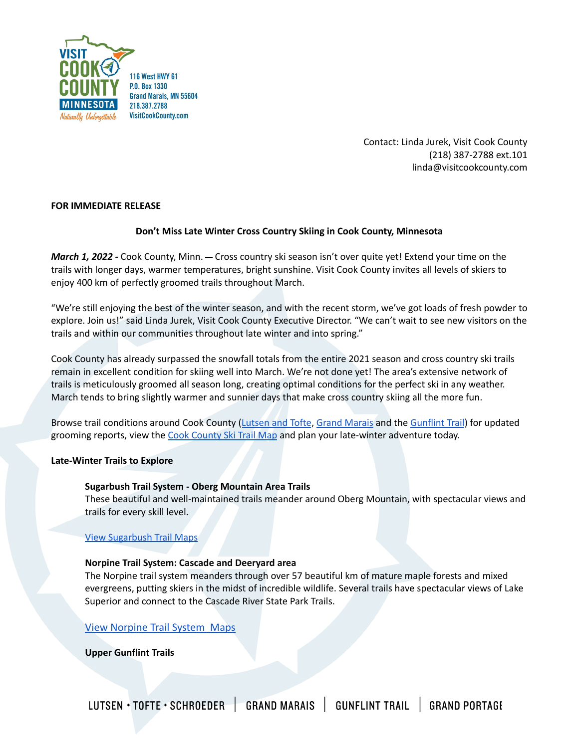VISIT COOK COUNTY MINNESOTA
Naturally Unforgettable

116 West HWY 61
P.O. Box 1330
Grand Marais, MN 55604
218.387.2788
VisitCookCounty.com

Contact: Linda Jurek, Visit Cook County
(218) 387-2788 ext.101
linda@visitcookcounty.com

**FOR IMMEDIATE RELEASE**

**Don't Miss Late Winter Cross Country Skiing in Cook County, Minnesota**

***March 1, 2022 -*** Cook County, Minn. — Cross country ski season isn't over quite yet! Extend your time on the trails with longer days, warmer temperatures, bright sunshine. Visit Cook County invites all levels of skiers to enjoy 400 km of perfectly groomed trails throughout March.

"We're still enjoying the best of the winter season, and with the recent storm, we've got loads of fresh powder to explore. Join us!" said Linda Jurek, Visit Cook County Executive Director. "We can't wait to see new visitors on the trails and within our communities throughout late winter and into spring."

Cook County has already surpassed the snowfall totals from the entire 2021 season and cross country ski trails remain in excellent condition for skiing well into March. We're not done yet! The area's extensive network of trails is meticulously groomed all season long, creating optimal conditions for the perfect ski in any weather. March tends to bring slightly warmer and sunnier days that make cross country skiing all the more fun.

Browse trail conditions around Cook County (Lutsen and Tofte, Grand Marais and the Gunflint Trail) for updated grooming reports, view the Cook County Ski Trail Map and plan your late-winter adventure today.

**Late-Winter Trails to Explore**

**Sugarbush Trail System - Oberg Mountain Area Trails**
These beautiful and well-maintained trails meander around Oberg Mountain, with spectacular views and trails for every skill level.

View Sugarbush Trail Maps

**Norpine Trail System: Cascade and Deeryard area**
The Norpine trail system meanders through over 57 beautiful km of mature maple forests and mixed evergreens, putting skiers in the midst of incredible wildlife. Several trails have spectacular views of Lake Superior and connect to the Cascade River State Park Trails.

View Norpine Trail System Maps

**Upper Gunflint Trails**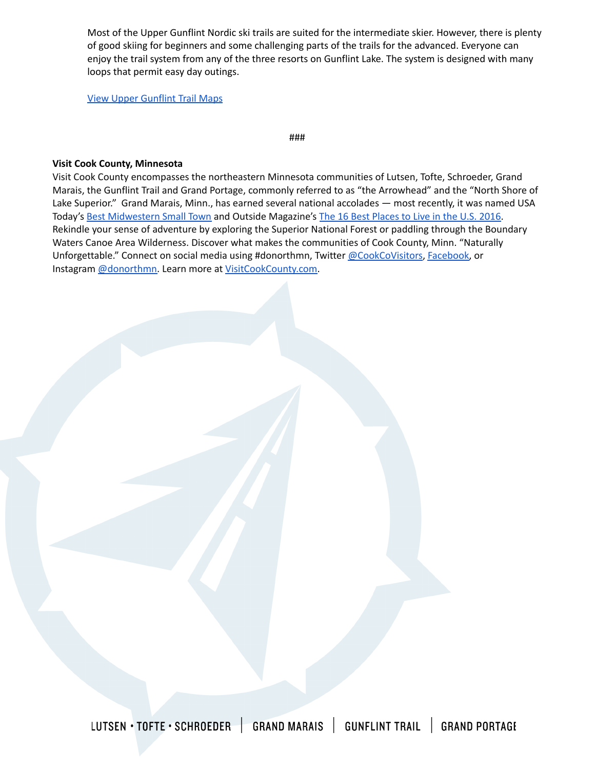Most of the Upper Gunflint Nordic ski trails are suited for the intermediate skier. However, there is plenty of good skiing for beginners and some challenging parts of the trails for the advanced. Everyone can enjoy the trail system from any of the three resorts on Gunflint Lake. The system is designed with many loops that permit easy day outings.

[View Upper Gunflint Trail Maps]

###

**Visit Cook County, Minnesota**

Visit Cook County encompasses the northeastern Minnesota communities of Lutsen, Tofte, Schroeder, Grand Marais, the Gunflint Trail and Grand Portage, commonly referred to as "the Arrowhead" and the "North Shore of Lake Superior." Grand Marais, Minn., has earned several national accolades — most recently, it was named USA Today's Best Midwestern Small Town and Outside Magazine's The 16 Best Places to Live in the U.S. 2016. Rekindle your sense of adventure by exploring the Superior National Forest or paddling through the Boundary Waters Canoe Area Wilderness. Discover what makes the communities of Cook County, Minn. "Naturally Unforgettable." Connect on social media using #donorthmn, Twitter @CookCoVisitors, Facebook, or Instagram @donorthmn. Learn more at VisitCookCounty.com.

LUTSEN • TOFTE • SCHROEDER | GRAND MARAIS | GUNFLINT TRAIL | GRAND PORTAGE